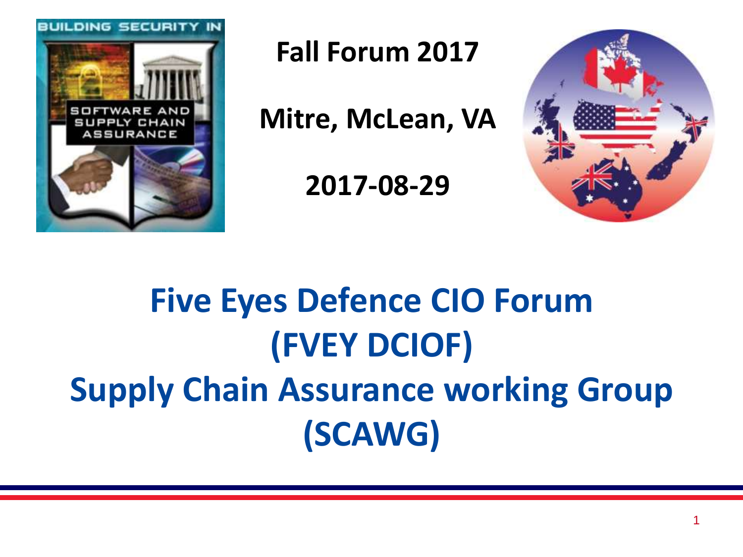Fall Forum 2017

Mitre, McLean, VA

2017-08-29

# Five Eyes Defence CIO Forum (FVEY DCIOF) Supply Chain Assurance working Group (SCAWG)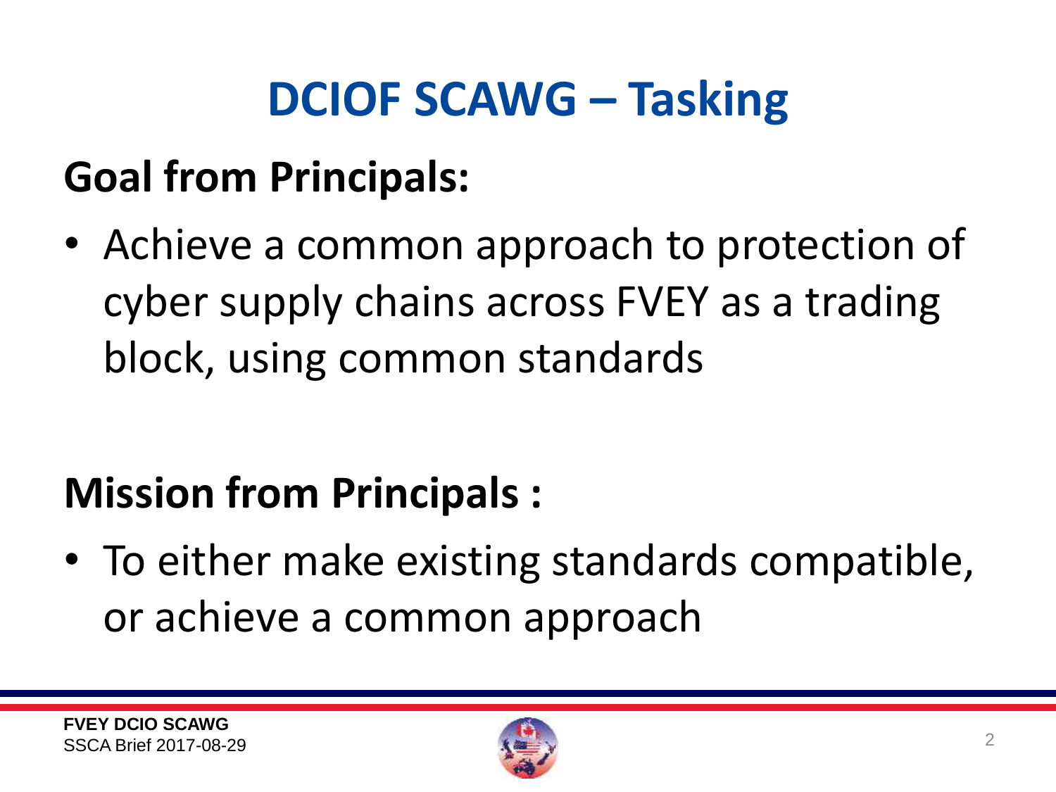# DCIOF SCAWG – Tasking

## Goal from Principals:

- Achieve a common approach to protection of cyber supply chains across FVEY as a trading block, using common standards

## Mission from Principals :

- To either make existing standards compatible, or achieve a common approach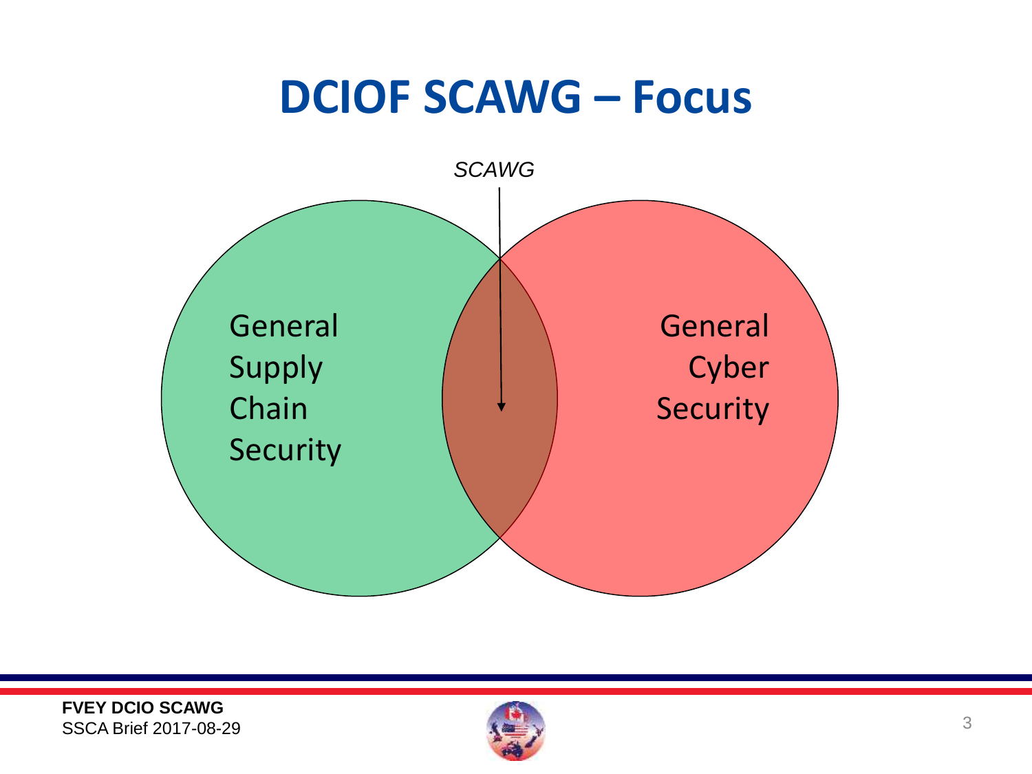# DCIOF SCAWG – Focus

*SCAWG*

General Supply Chain Security

General Cyber Security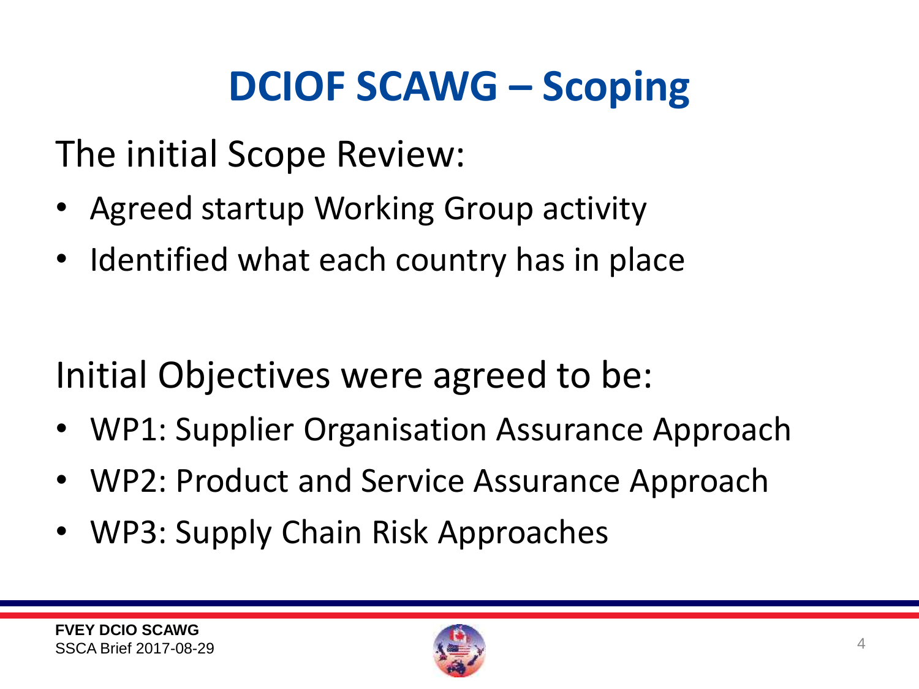# DCIOF SCAWG – Scoping

The initial Scope Review:

- Agreed startup Working Group activity
- Identified what each country has in place

Initial Objectives were agreed to be:

- WP1: Supplier Organisation Assurance Approach
- WP2: Product and Service Assurance Approach
- WP3: Supply Chain Risk Approaches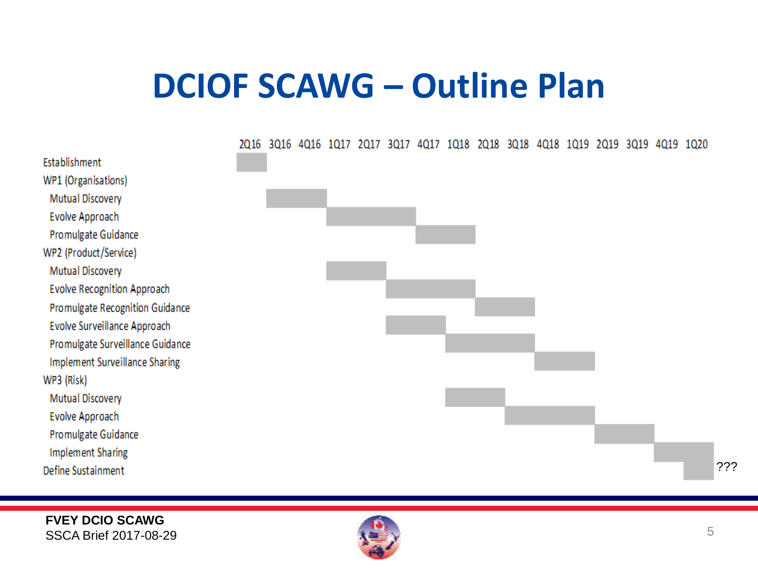# DCIOF SCAWG – Outline Plan

| Activity | 2Q16 | 3Q16 | 4Q16 | 1Q17 | 2Q17 | 3Q17 | 4Q17 | 1Q18 | 2Q18 | 3Q18 | 4Q18 | 1Q19 | 2Q19 | 3Q19 | 4Q19 | 1Q20 | |
|---|---|---|---|---|---|---|---|---|---|---|---|---|---|---|---|---|---|
| Establishment | ■ | | | | | | | | | | | | | | | | |
| WP1 (Organisations) | | | | | | | | | | | | | | | | | |
| Mutual Discovery | | ■ | ■ | | | | | | | | | | | | | | |
| Evolve Approach | | | | ■ | ■ | ■ | | | | | | | | | | | |
| Promulgate Guidance | | | | | | | ■ | ■ | | | | | | | | | |
| WP2 (Product/Service) | | | | | | | | | | | | | | | | | |
| Mutual Discovery | | | | ■ | ■ | | | | | | | | | | | | |
| Evolve Recognition Approach | | | | | | ■ | ■ | ■ | | | | | | | | | |
| Promulgate Recognition Guidance | | | | | | | | | ■ | ■ | | | | | | | |
| Evolve Surveillance Approach | | | | | | ■ | ■ | | | | | | | | | | |
| Promulgate Surveillance Guidance | | | | | | | | ■ | ■ | ■ | | | | | | | |
| Implement Surveillance Sharing | | | | | | | | | | | ■ | ■ | | | | | |
| WP3 (Risk) | | | | | | | | | | | | | | | | | |
| Mutual Discovery | | | | | | | | ■ | ■ | | | | | | | | |
| Evolve Approach | | | | | | | | | | ■ | ■ | ■ | | | | | |
| Promulgate Guidance | | | | | | | | | | | | | ■ | ■ | | | |
| Implement Sharing | | | | | | | | | | | | | | | ■ | ■ | |
| Define Sustainment | | | | | | | | | | | | | | | | ■ | ??? |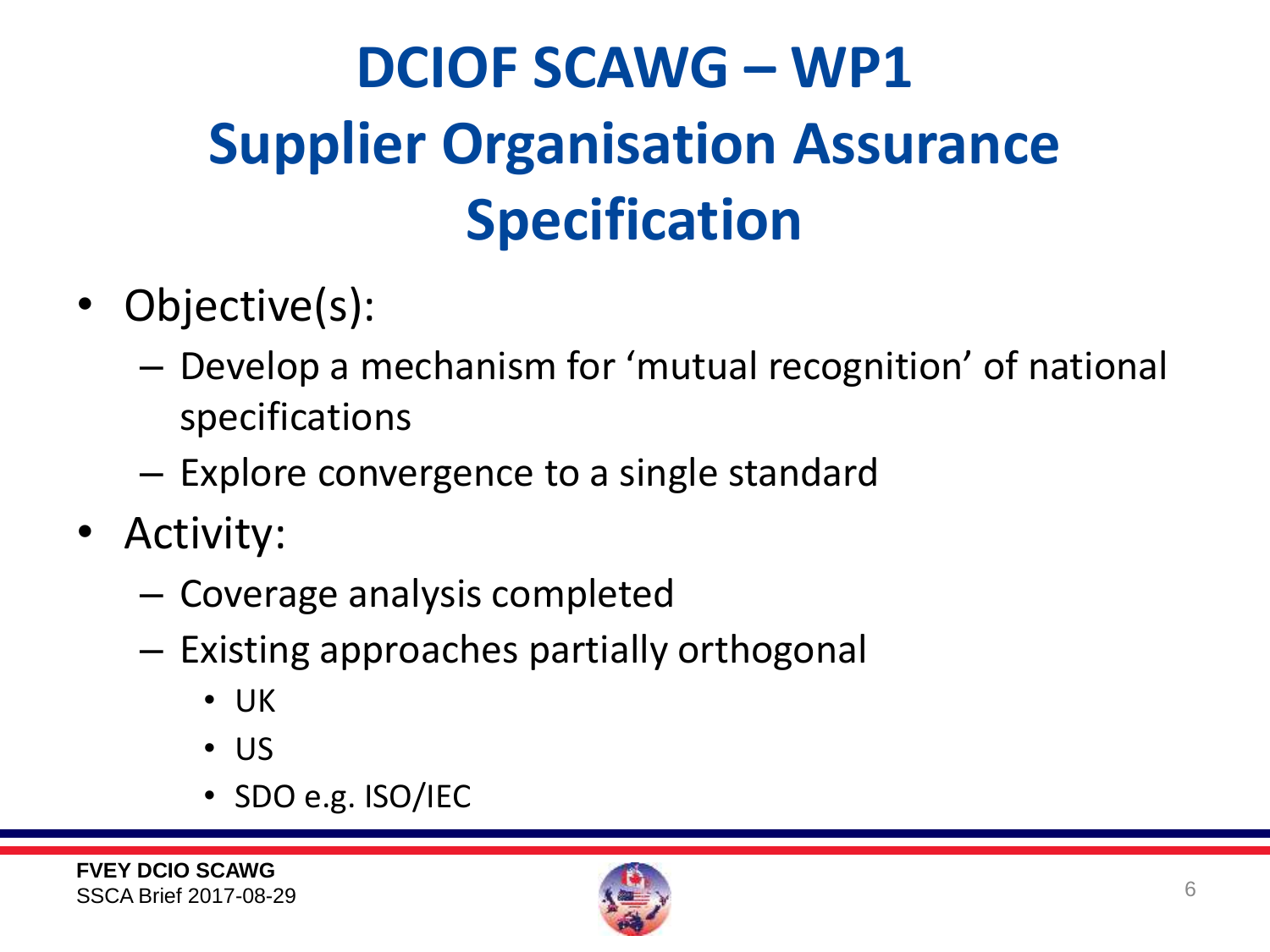# DCIOF SCAWG – WP1 Supplier Organisation Assurance Specification

- Objective(s):
  - Develop a mechanism for 'mutual recognition' of national specifications
  - Explore convergence to a single standard
- Activity:
  - Coverage analysis completed
  - Existing approaches partially orthogonal
    - UK
    - US
    - SDO e.g. ISO/IEC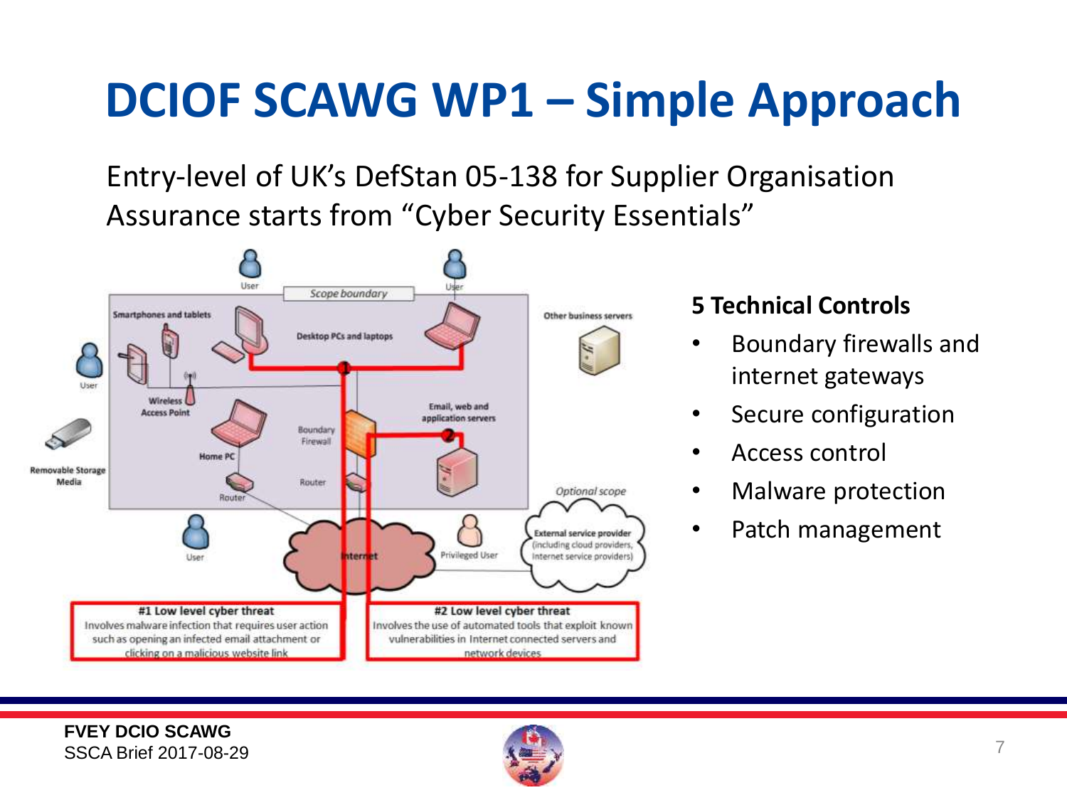# DCIOF SCAWG WP1 – Simple Approach

Entry-level of UK's DefStan 05-138 for Supplier Organisation Assurance starts from "Cyber Security Essentials"

**#1 Low level cyber threat**
Involves malware infection that requires user action such as opening an infected email attachment or clicking on a malicious website link

**#2 Low level cyber threat**
Involves the use of automated tools that exploit known vulnerabilities in Internet connected servers and network devices

**5 Technical Controls**

- Boundary firewalls and internet gateways
- Secure configuration
- Access control
- Malware protection
- Patch management

**FVEY DCIO SCAWG**
SSCA Brief 2017-08-29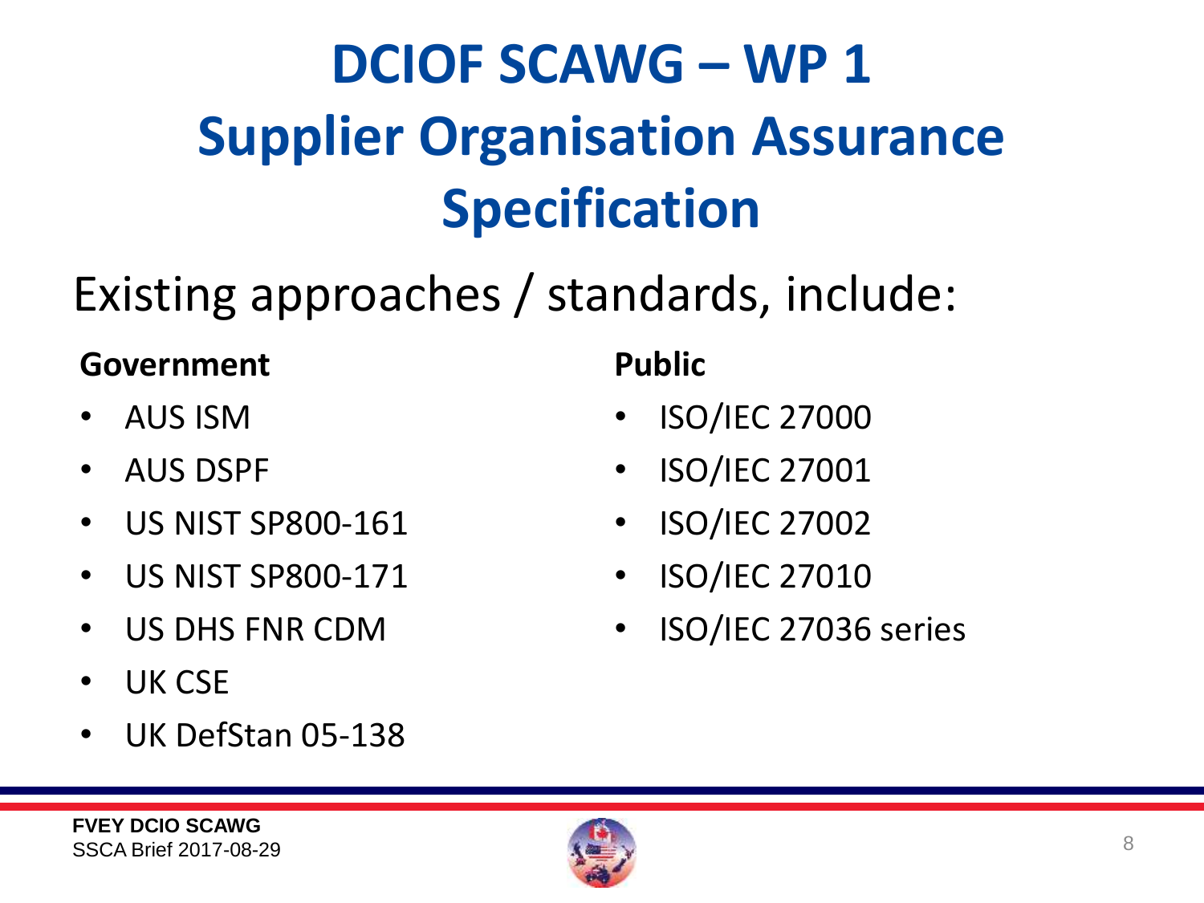# DCIOF SCAWG – WP 1
# Supplier Organisation Assurance Specification

## Existing approaches / standards, include:

**Government**

- AUS ISM
- AUS DSPF
- US NIST SP800-161
- US NIST SP800-171
- US DHS FNR CDM
- UK CSE
- UK DefStan 05-138

**Public**

- ISO/IEC 27000
- ISO/IEC 27001
- ISO/IEC 27002
- ISO/IEC 27010
- ISO/IEC 27036 series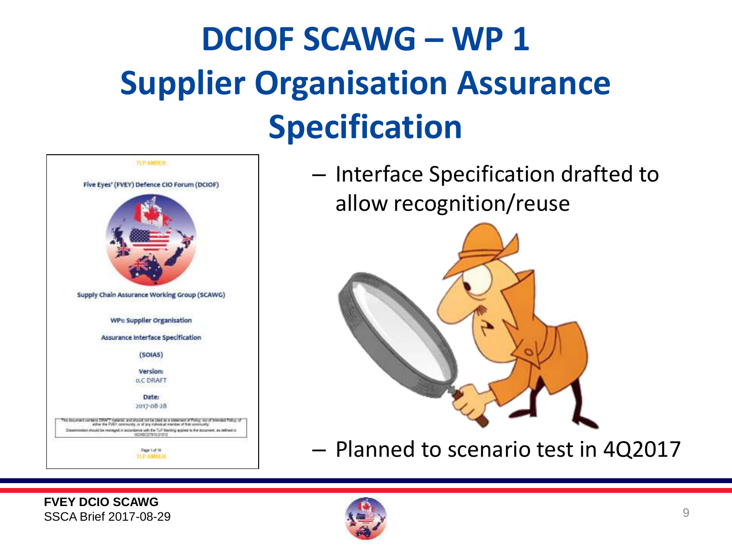# DCIOF SCAWG – WP 1 Supplier Organisation Assurance Specification

TLP AMBER

Five Eyes' (FVEY) Defence CIO Forum (DCIOF)

Supply Chain Assurance Working Group (SCAWG)

WP1: Supplier Organisation

Assurance Interface Specification

(SOIAS)

Version:
0.C DRAFT

Date:
2017-08-28

– Interface Specification drafted to allow recognition/reuse

– Planned to scenario test in 4Q2017

FVEY DCIO SCAWG
SSCA Brief 2017-08-29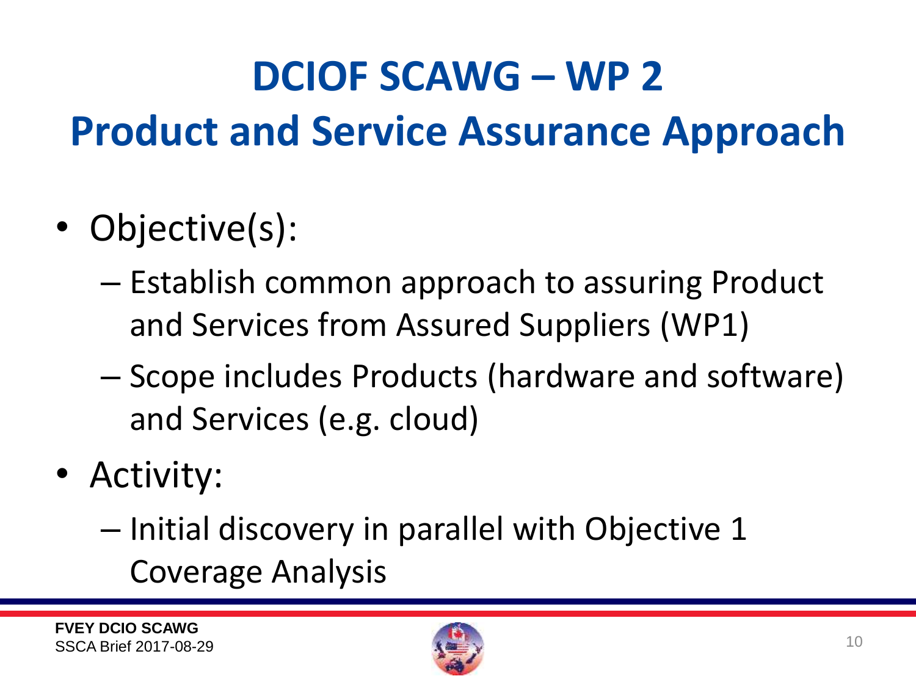# DCIOF SCAWG – WP 2
# Product and Service Assurance Approach

- Objective(s):
  - Establish common approach to assuring Product and Services from Assured Suppliers (WP1)
  - Scope includes Products (hardware and software) and Services (e.g. cloud)
- Activity:
  - Initial discovery in parallel with Objective 1 Coverage Analysis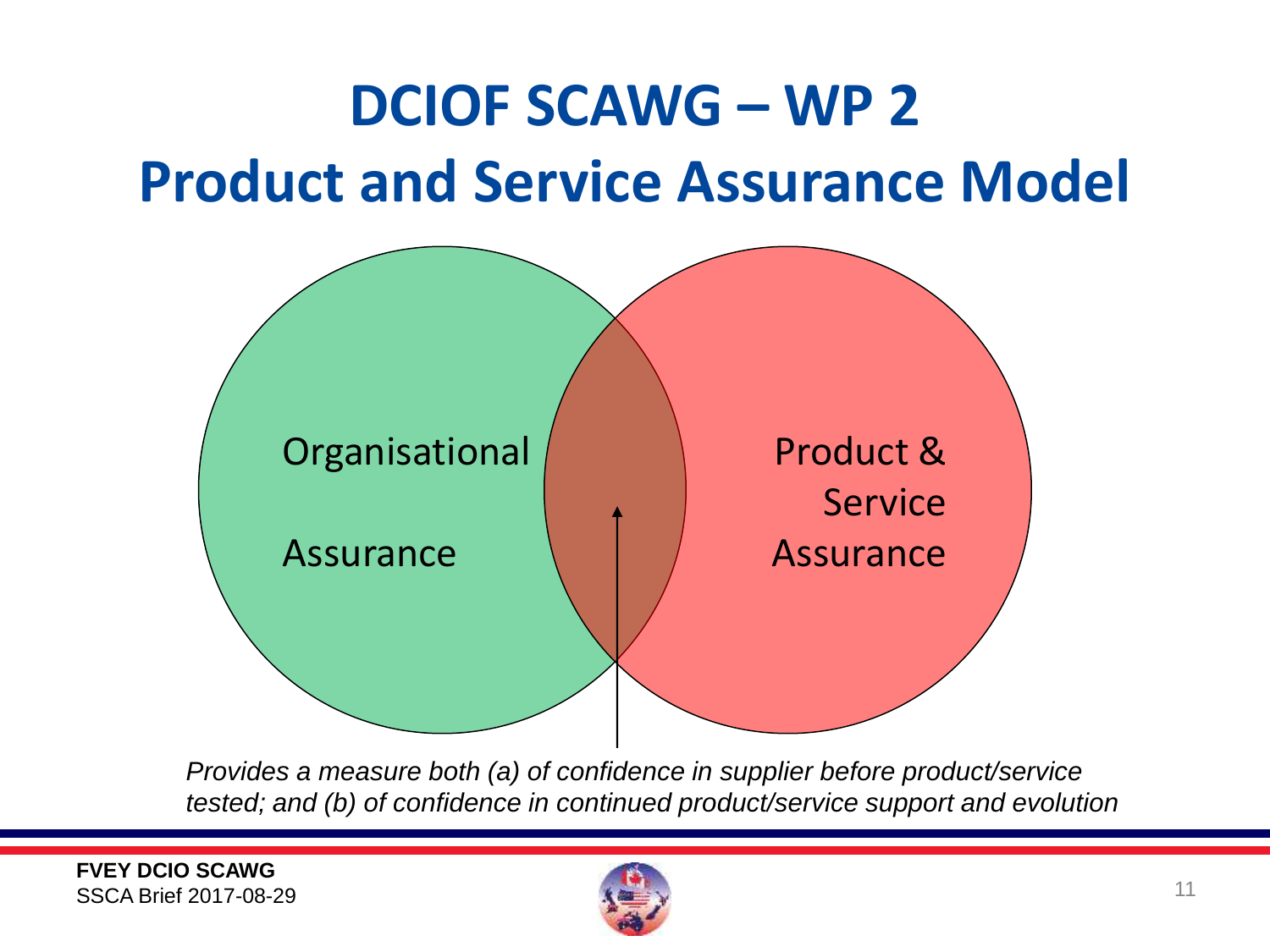# DCIOF SCAWG – WP 2
# Product and Service Assurance Model

Organisational Assurance

Product & Service Assurance

*Provides a measure both (a) of confidence in supplier before product/service tested; and (b) of confidence in continued product/service support and evolution*

**FVEY DCIO SCAWG**
SSCA Brief 2017-08-29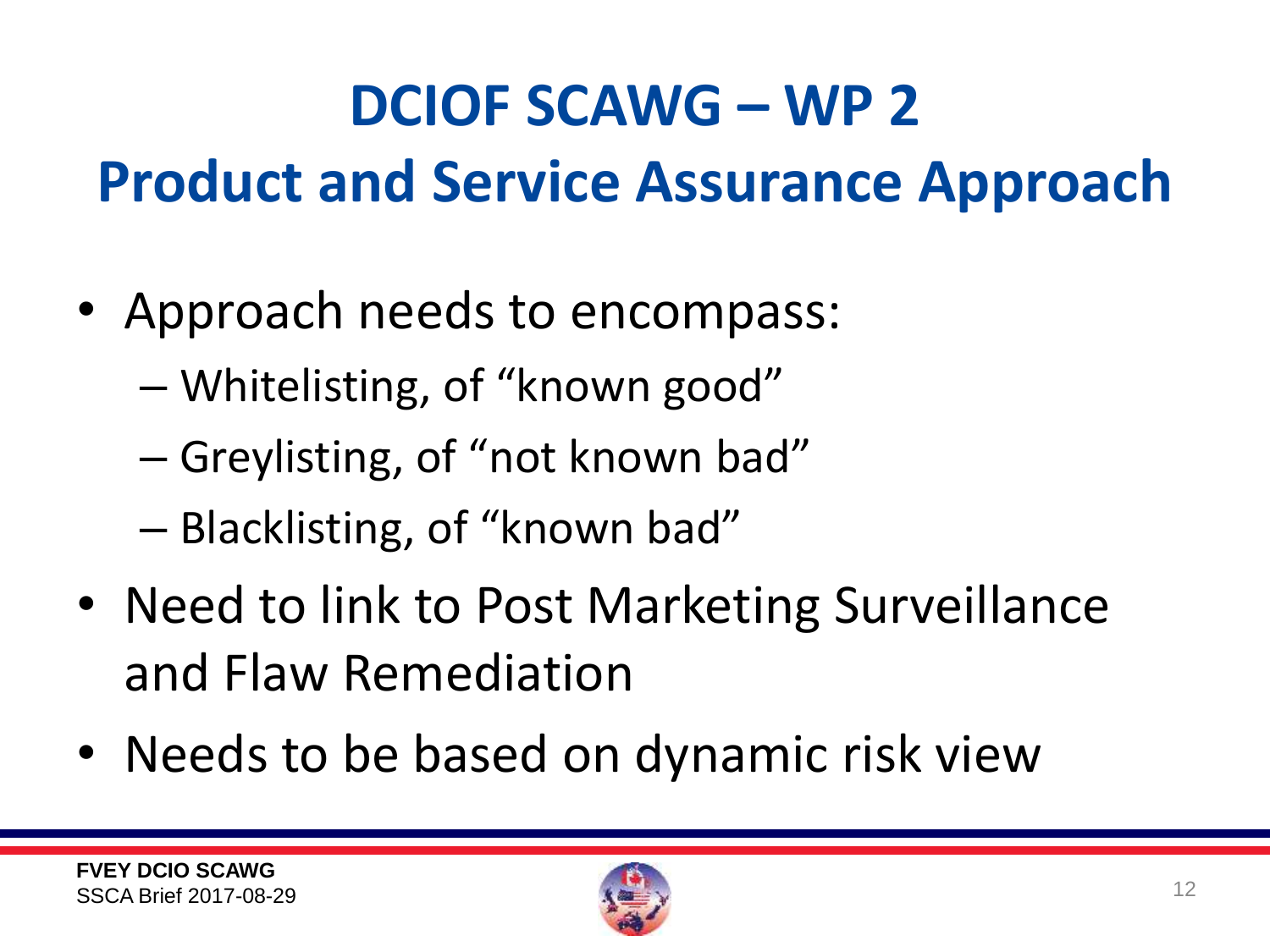# DCIOF SCAWG – WP 2
# Product and Service Assurance Approach

- Approach needs to encompass:
  - Whitelisting, of "known good"
  - Greylisting, of "not known bad"
  - Blacklisting, of "known bad"
- Need to link to Post Marketing Surveillance and Flaw Remediation
- Needs to be based on dynamic risk view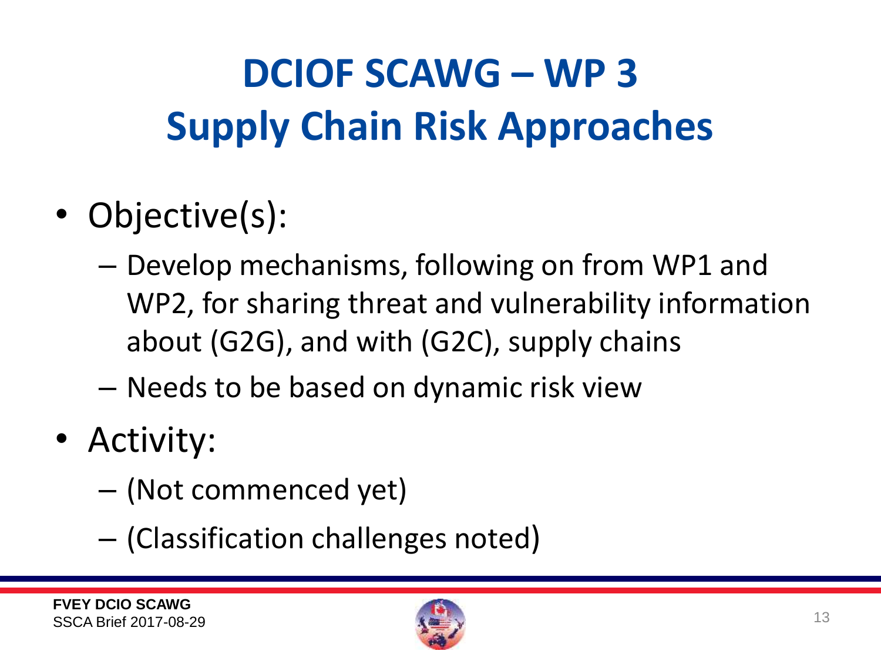# DCIOF SCAWG – WP 3
# Supply Chain Risk Approaches

- Objective(s):
  - Develop mechanisms, following on from WP1 and WP2, for sharing threat and vulnerability information about (G2G), and with (G2C), supply chains
  - Needs to be based on dynamic risk view
- Activity:
  - (Not commenced yet)
  - (Classification challenges noted)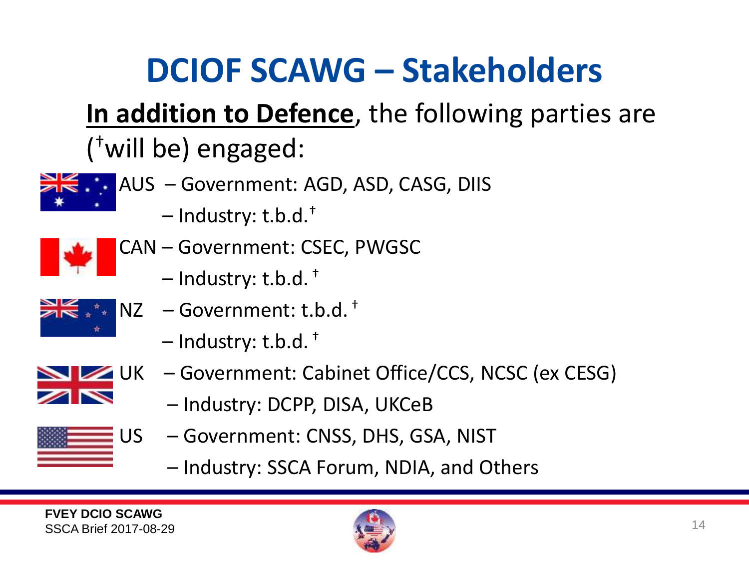# DCIOF SCAWG – Stakeholders

**<u>In addition to Defence</u>**, the following parties are ([†]will be) engaged:

- AUS – Government: AGD, ASD, CASG, DIIS
  - – Industry: t.b.d.[†]
- CAN – Government: CSEC, PWGSC
  - – Industry: t.b.d.[†]
- NZ – Government: t.b.d.[†]
  - – Industry: t.b.d.[†]
- UK – Government: Cabinet Office/CCS, NCSC (ex CESG)
  - – Industry: DCPP, DISA, UKCeB
- US – Government: CNSS, DHS, GSA, NIST
  - – Industry: SSCA Forum, NDIA, and Others

**FVEY DCIO SCAWG**
SSCA Brief 2017-08-29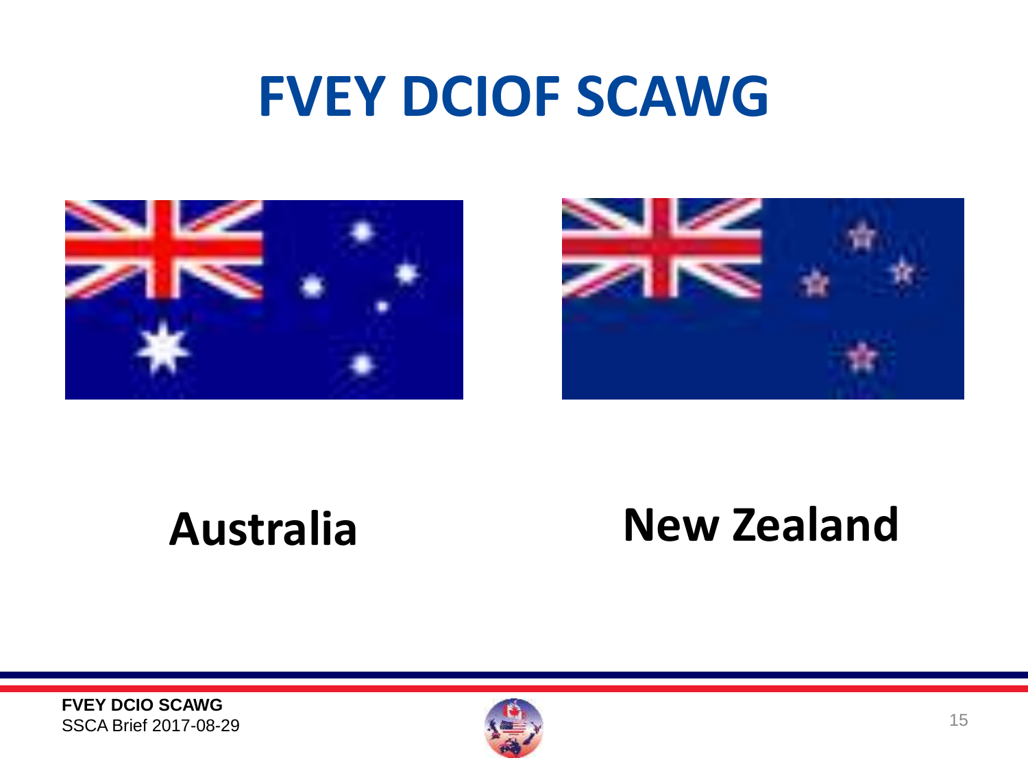# FVEY DCIOF SCAWG

**Australia**

**New Zealand**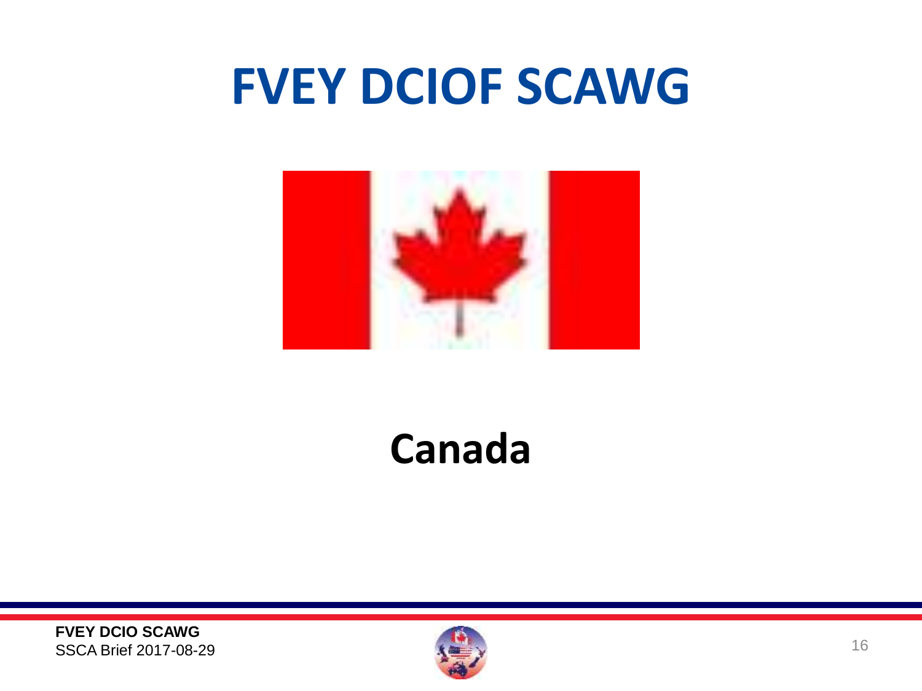# FVEY DCIOF SCAWG

## Canada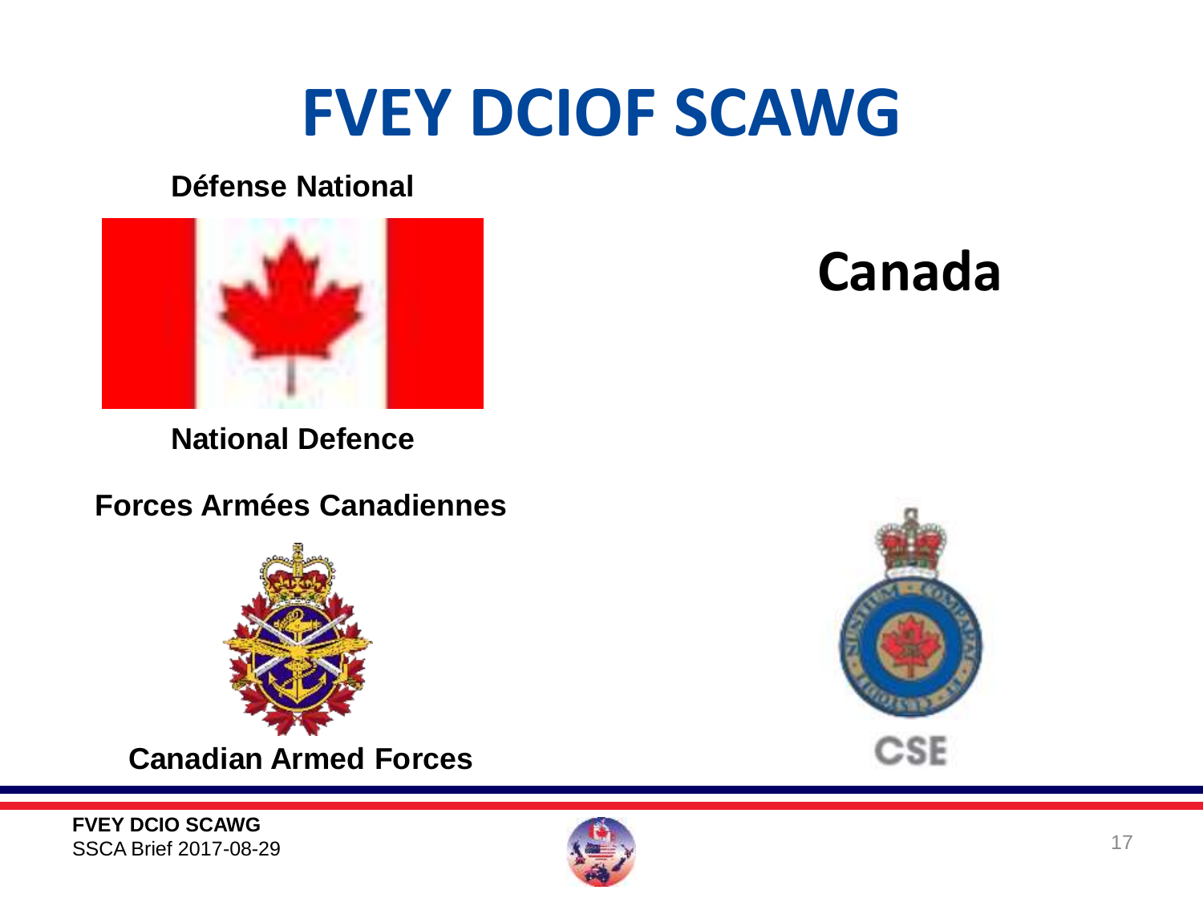# FVEY DCIOF SCAWG

**Défense National**

**National Defence**

## Canada

**Forces Armées Canadiennes**

**Canadian Armed Forces**

CSE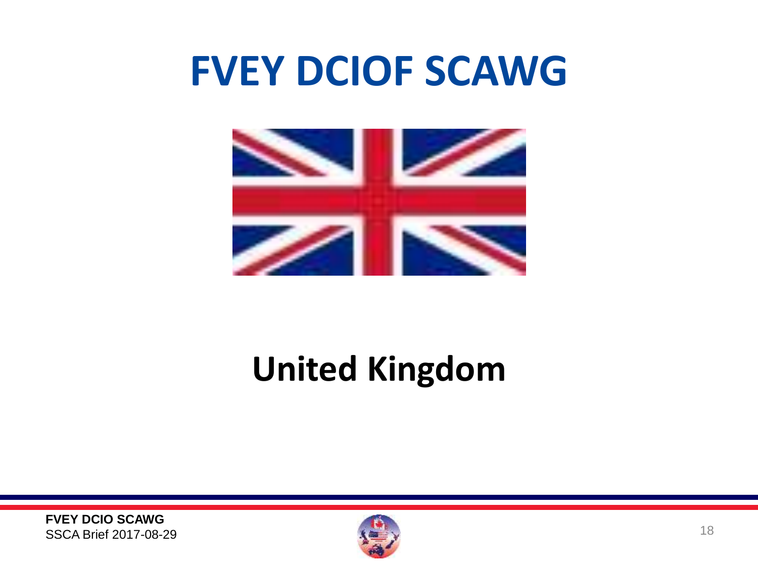# FVEY DCIOF SCAWG

## United Kingdom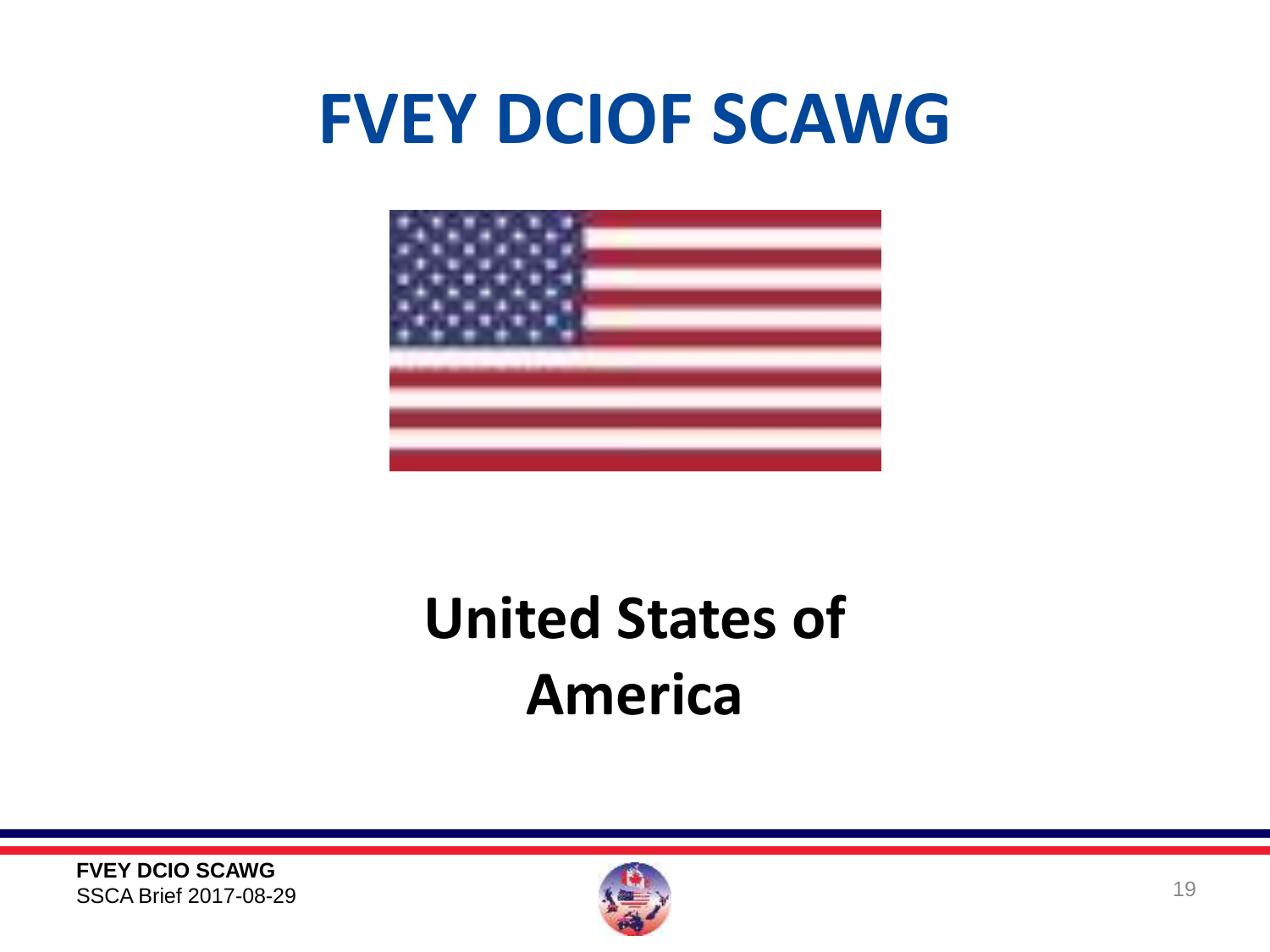# FVEY DCIOF SCAWG

## United States of America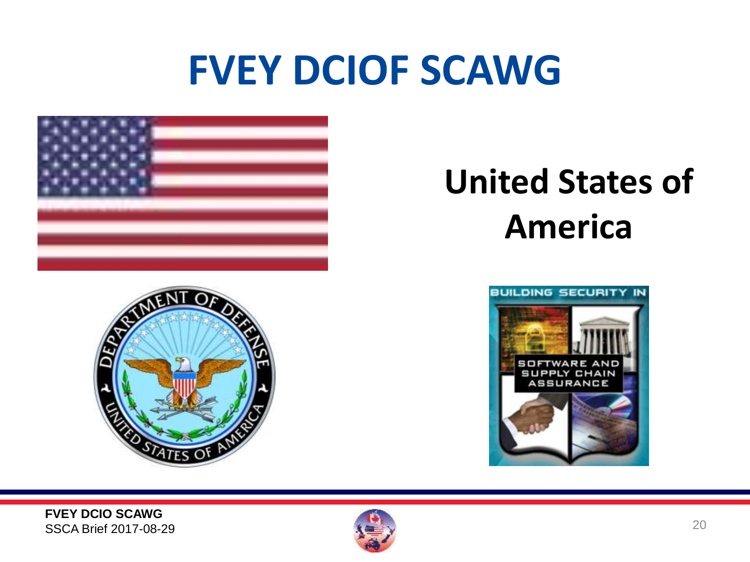# FVEY DCIOF SCAWG

## United States of America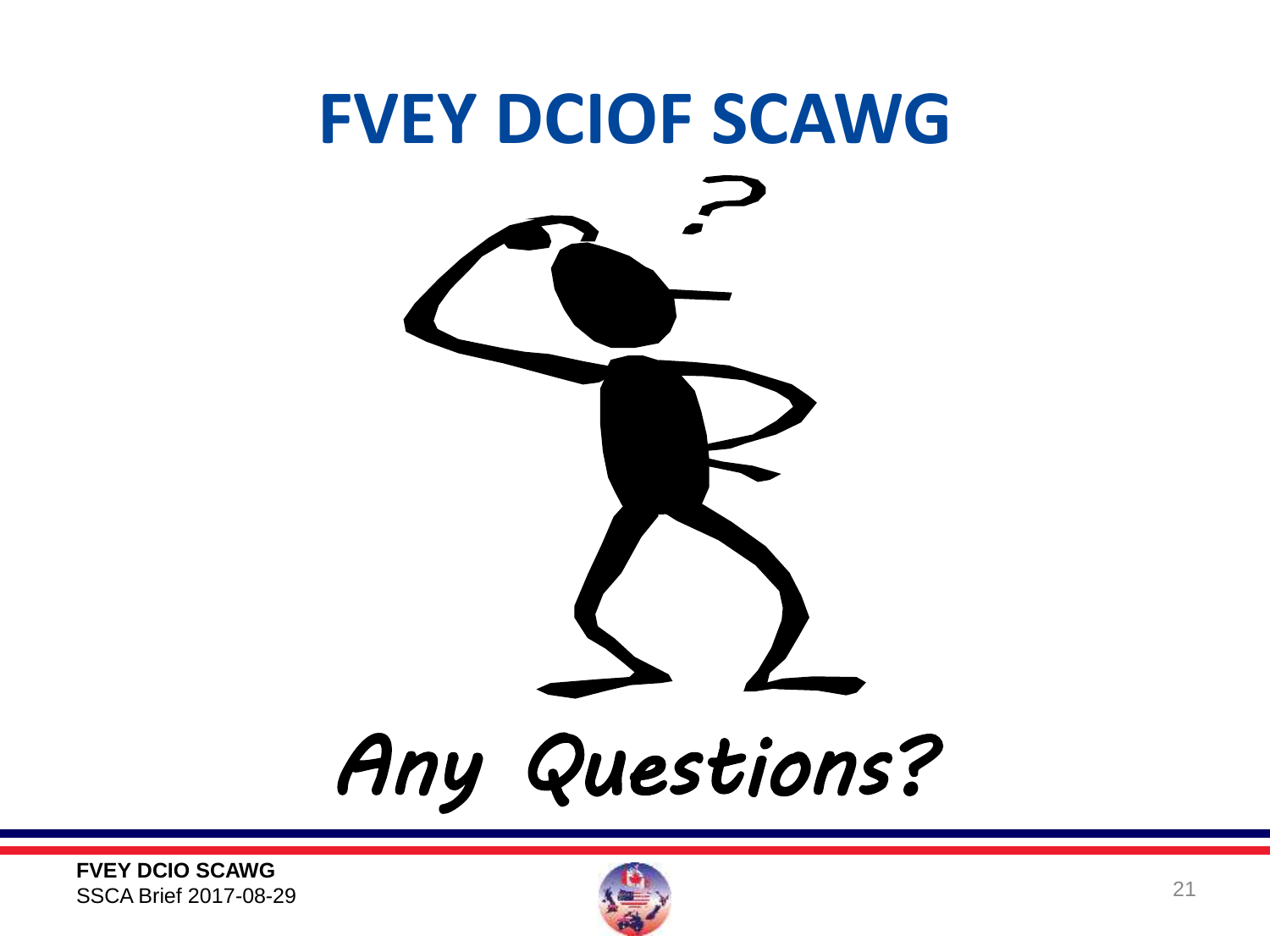# FVEY DCIOF SCAWG

*Any Questions?*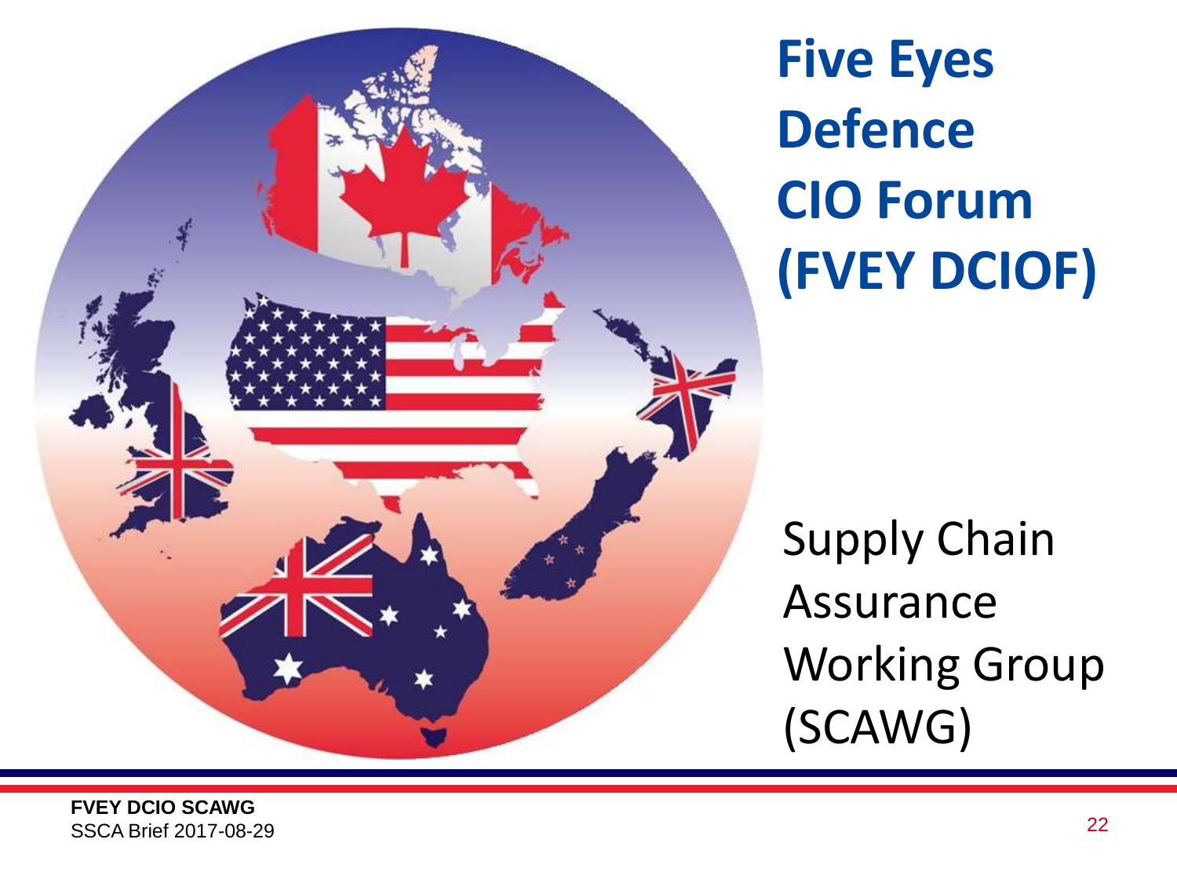# Five Eyes Defence CIO Forum (FVEY DCIOF)

Supply Chain Assurance Working Group (SCAWG)